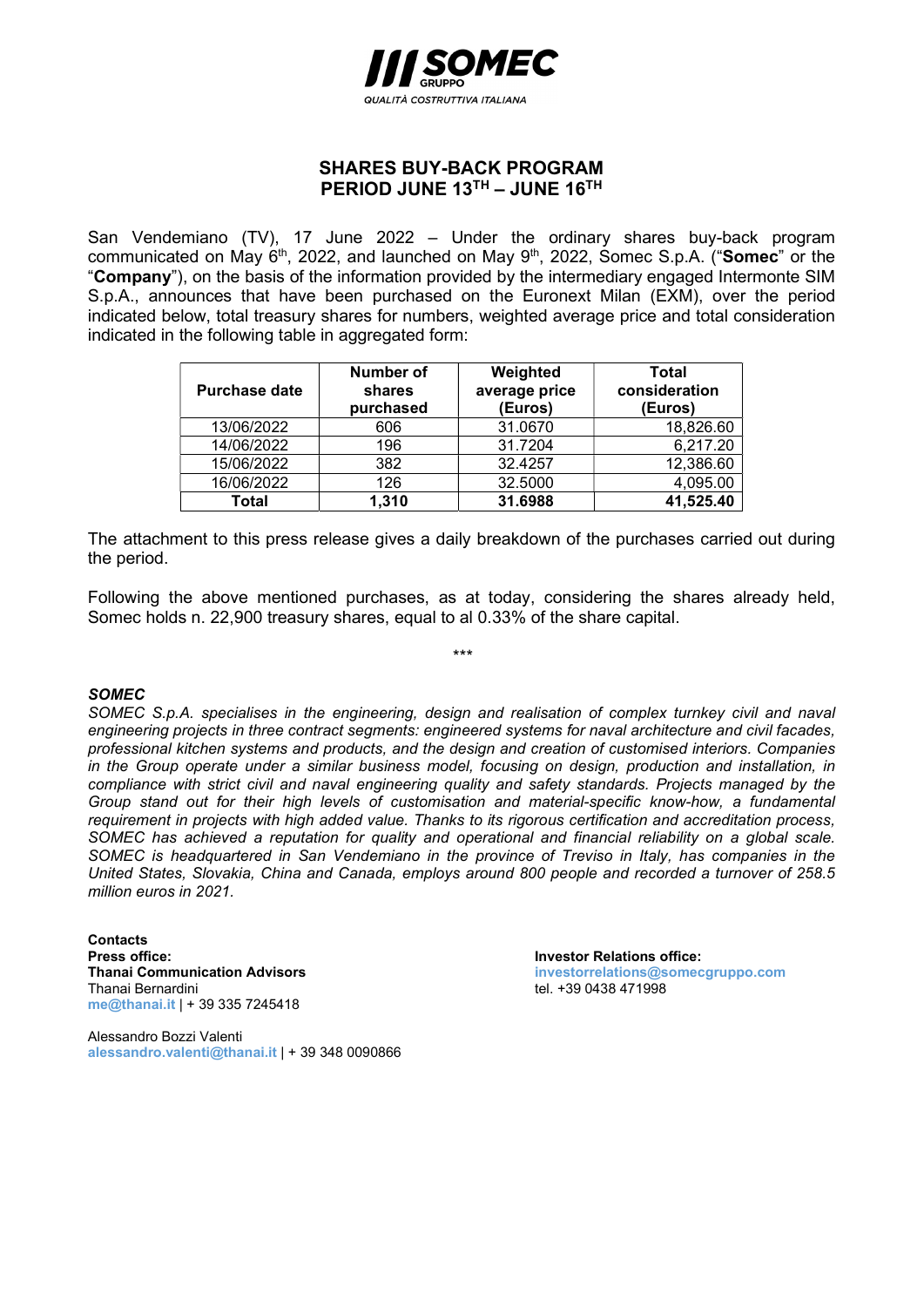# SHARES BUY-BACK PROGRAM
# PERIOD JUNE 13TH – JUNE 16TH

San Vendemiano (TV), 17 June 2022 – Under the ordinary shares buy-back program communicated on May 6th, 2022, and launched on May 9th, 2022, Somec S.p.A. ("**Somec**" or the "**Company**"), on the basis of the information provided by the intermediary engaged Intermonte SIM S.p.A., announces that have been purchased on the Euronext Milan (EXM), over the period indicated below, total treasury shares for numbers, weighted average price and total consideration indicated in the following table in aggregated form:

| Purchase date | Number of shares purchased | Weighted average price (Euros) | Total consideration (Euros) |
|---|---|---|---|
| 13/06/2022 | 606 | 31.0670 | 18,826.60 |
| 14/06/2022 | 196 | 31.7204 | 6,217.20 |
| 15/06/2022 | 382 | 32.4257 | 12,386.60 |
| 16/06/2022 | 126 | 32.5000 | 4,095.00 |
| **Total** | **1,310** | **31.6988** | **41,525.40** |

The attachment to this press release gives a daily breakdown of the purchases carried out during the period.

Following the above mentioned purchases, as at today, considering the shares already held, Somec holds n. 22,900 treasury shares, equal to al 0.33% of the share capital.

\*\*\*

***SOMEC***

*SOMEC S.p.A. specialises in the engineering, design and realisation of complex turnkey civil and naval engineering projects in three contract segments: engineered systems for naval architecture and civil facades, professional kitchen systems and products, and the design and creation of customised interiors. Companies in the Group operate under a similar business model, focusing on design, production and installation, in compliance with strict civil and naval engineering quality and safety standards. Projects managed by the Group stand out for their high levels of customisation and material-specific know-how, a fundamental requirement in projects with high added value. Thanks to its rigorous certification and accreditation process, SOMEC has achieved a reputation for quality and operational and financial reliability on a global scale. SOMEC is headquartered in San Vendemiano in the province of Treviso in Italy, has companies in the United States, Slovakia, China and Canada, employs around 800 people and recorded a turnover of 258.5 million euros in 2021.*

**Contacts**
**Press office:**
**Thanai Communication Advisors**
Thanai Bernardini
me@thanai.it | + 39 335 7245418

Alessandro Bozzi Valenti
alessandro.valenti@thanai.it | + 39 348 0090866

**Investor Relations office:**
investorrelations@somecgruppo.com
tel. +39 0438 471998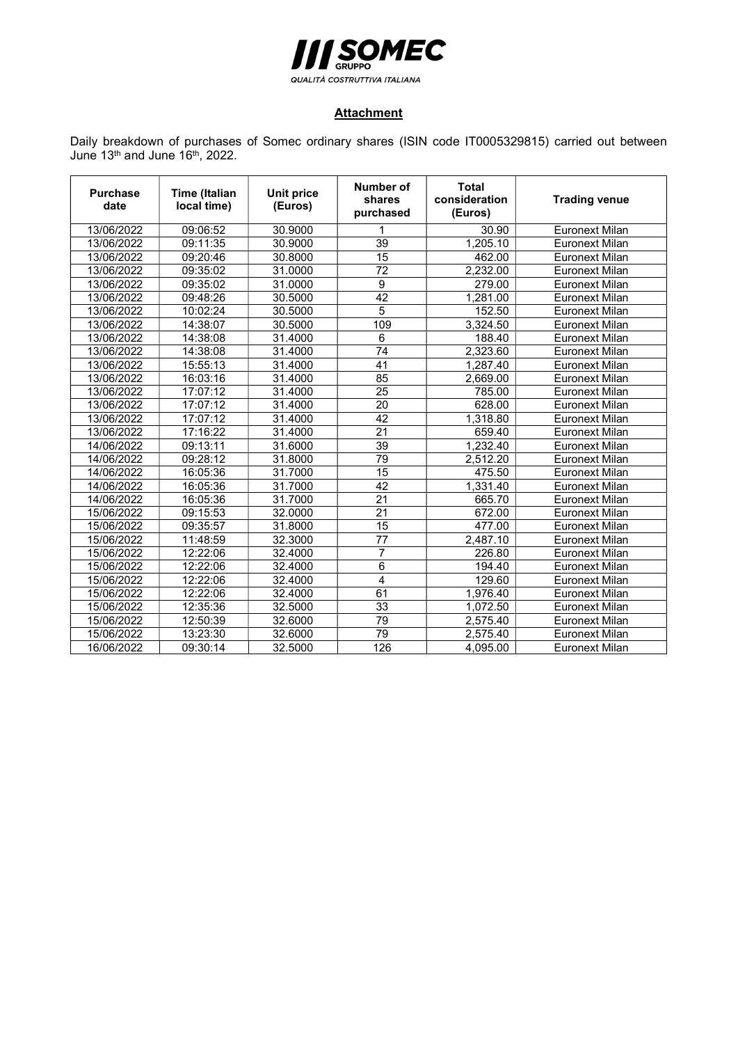## Attachment

Daily breakdown of purchases of Somec ordinary shares (ISIN code IT0005329815) carried out between June 13th and June 16th, 2022.

| Purchase date | Time (Italian local time) | Unit price (Euros) | Number of shares purchased | Total consideration (Euros) | Trading venue |
|---|---|---|---|---|---|
| 13/06/2022 | 09:06:52 | 30.9000 | 1 | 30.90 | Euronext Milan |
| 13/06/2022 | 09:11:35 | 30.9000 | 39 | 1,205.10 | Euronext Milan |
| 13/06/2022 | 09:20:46 | 30.8000 | 15 | 462.00 | Euronext Milan |
| 13/06/2022 | 09:35:02 | 31.0000 | 72 | 2,232.00 | Euronext Milan |
| 13/06/2022 | 09:35:02 | 31.0000 | 9 | 279.00 | Euronext Milan |
| 13/06/2022 | 09:48:26 | 30.5000 | 42 | 1,281.00 | Euronext Milan |
| 13/06/2022 | 10:02:24 | 30.5000 | 5 | 152.50 | Euronext Milan |
| 13/06/2022 | 14:38:07 | 30.5000 | 109 | 3,324.50 | Euronext Milan |
| 13/06/2022 | 14:38:08 | 31.4000 | 6 | 188.40 | Euronext Milan |
| 13/06/2022 | 14:38:08 | 31.4000 | 74 | 2,323.60 | Euronext Milan |
| 13/06/2022 | 15:55:13 | 31.4000 | 41 | 1,287.40 | Euronext Milan |
| 13/06/2022 | 16:03:16 | 31.4000 | 85 | 2,669.00 | Euronext Milan |
| 13/06/2022 | 17:07:12 | 31.4000 | 25 | 785.00 | Euronext Milan |
| 13/06/2022 | 17:07:12 | 31.4000 | 20 | 628.00 | Euronext Milan |
| 13/06/2022 | 17:07:12 | 31.4000 | 42 | 1,318.80 | Euronext Milan |
| 13/06/2022 | 17:16:22 | 31.4000 | 21 | 659.40 | Euronext Milan |
| 14/06/2022 | 09:13:11 | 31.6000 | 39 | 1,232.40 | Euronext Milan |
| 14/06/2022 | 09:28:12 | 31.8000 | 79 | 2,512.20 | Euronext Milan |
| 14/06/2022 | 16:05:36 | 31.7000 | 15 | 475.50 | Euronext Milan |
| 14/06/2022 | 16:05:36 | 31.7000 | 42 | 1,331.40 | Euronext Milan |
| 14/06/2022 | 16:05:36 | 31.7000 | 21 | 665.70 | Euronext Milan |
| 15/06/2022 | 09:15:53 | 32.0000 | 21 | 672.00 | Euronext Milan |
| 15/06/2022 | 09:35:57 | 31.8000 | 15 | 477.00 | Euronext Milan |
| 15/06/2022 | 11:48:59 | 32.3000 | 77 | 2,487.10 | Euronext Milan |
| 15/06/2022 | 12:22:06 | 32.4000 | 7 | 226.80 | Euronext Milan |
| 15/06/2022 | 12:22:06 | 32.4000 | 6 | 194.40 | Euronext Milan |
| 15/06/2022 | 12:22:06 | 32.4000 | 4 | 129.60 | Euronext Milan |
| 15/06/2022 | 12:22:06 | 32.4000 | 61 | 1,976.40 | Euronext Milan |
| 15/06/2022 | 12:35:36 | 32.5000 | 33 | 1,072.50 | Euronext Milan |
| 15/06/2022 | 12:50:39 | 32.6000 | 79 | 2,575.40 | Euronext Milan |
| 15/06/2022 | 13:23:30 | 32.6000 | 79 | 2,575.40 | Euronext Milan |
| 16/06/2022 | 09:30:14 | 32.5000 | 126 | 4,095.00 | Euronext Milan |